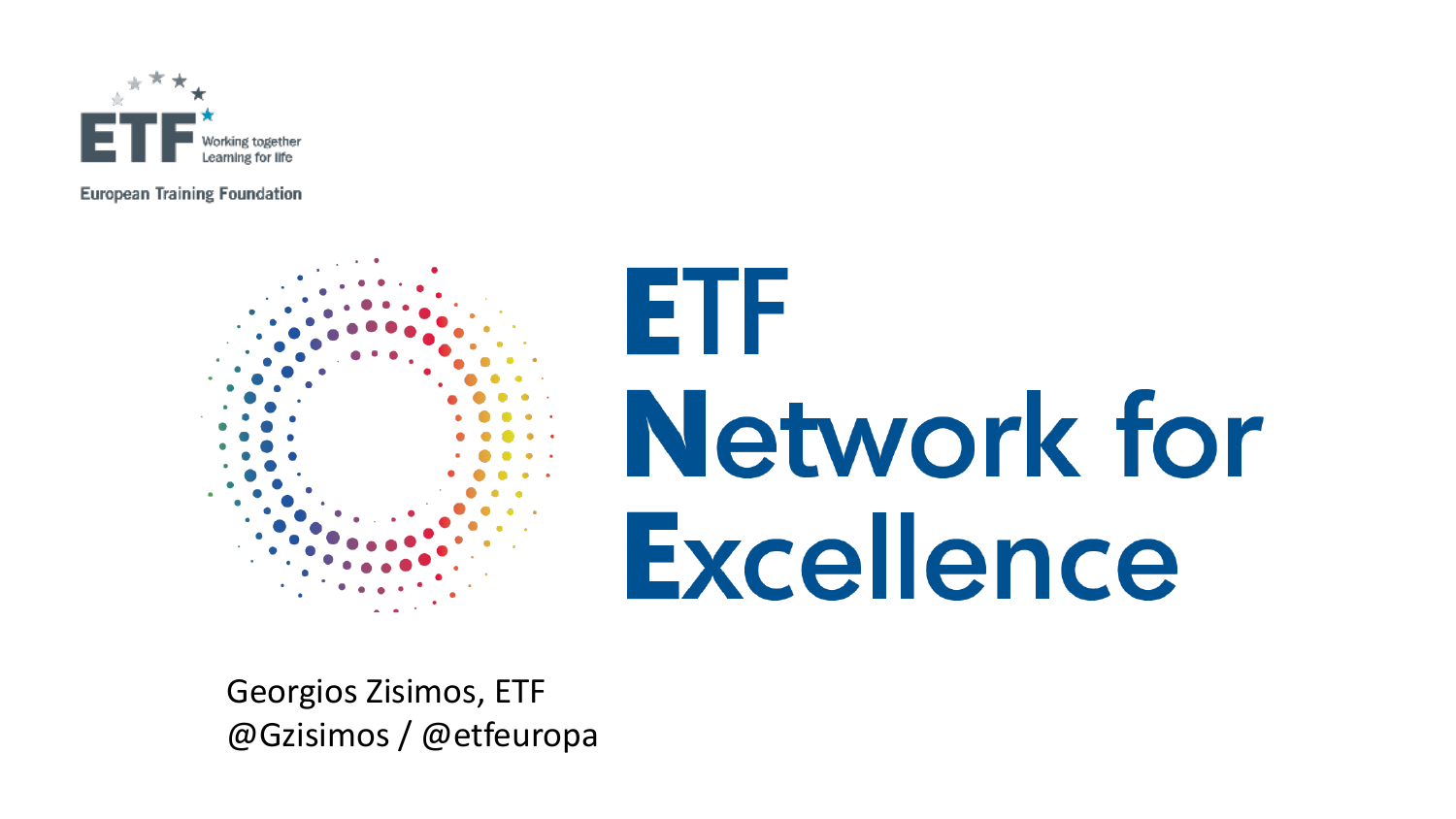ETF

Working together
Learning for life

European Training Foundation

# ETF Network for Excellence

Georgios Zisimos, ETF
@Gzisimos / @etfeuropa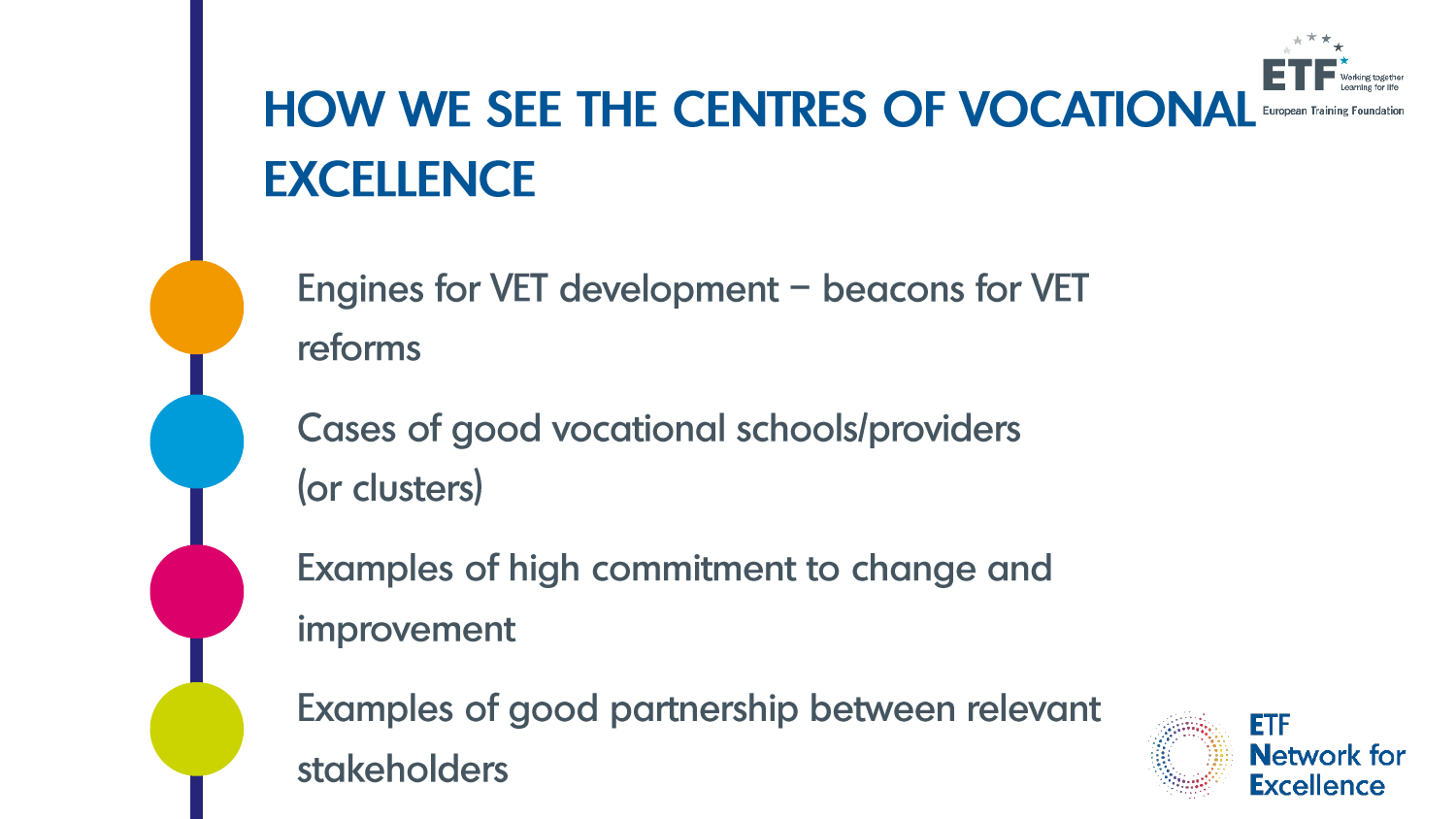# HOW WE SEE THE CENTRES OF VOCATIONAL EXCELLENCE

- Engines for VET development – beacons for VET reforms
- Cases of good vocational schools/providers (or clusters)
- Examples of high commitment to change and improvement
- Examples of good partnership between relevant stakeholders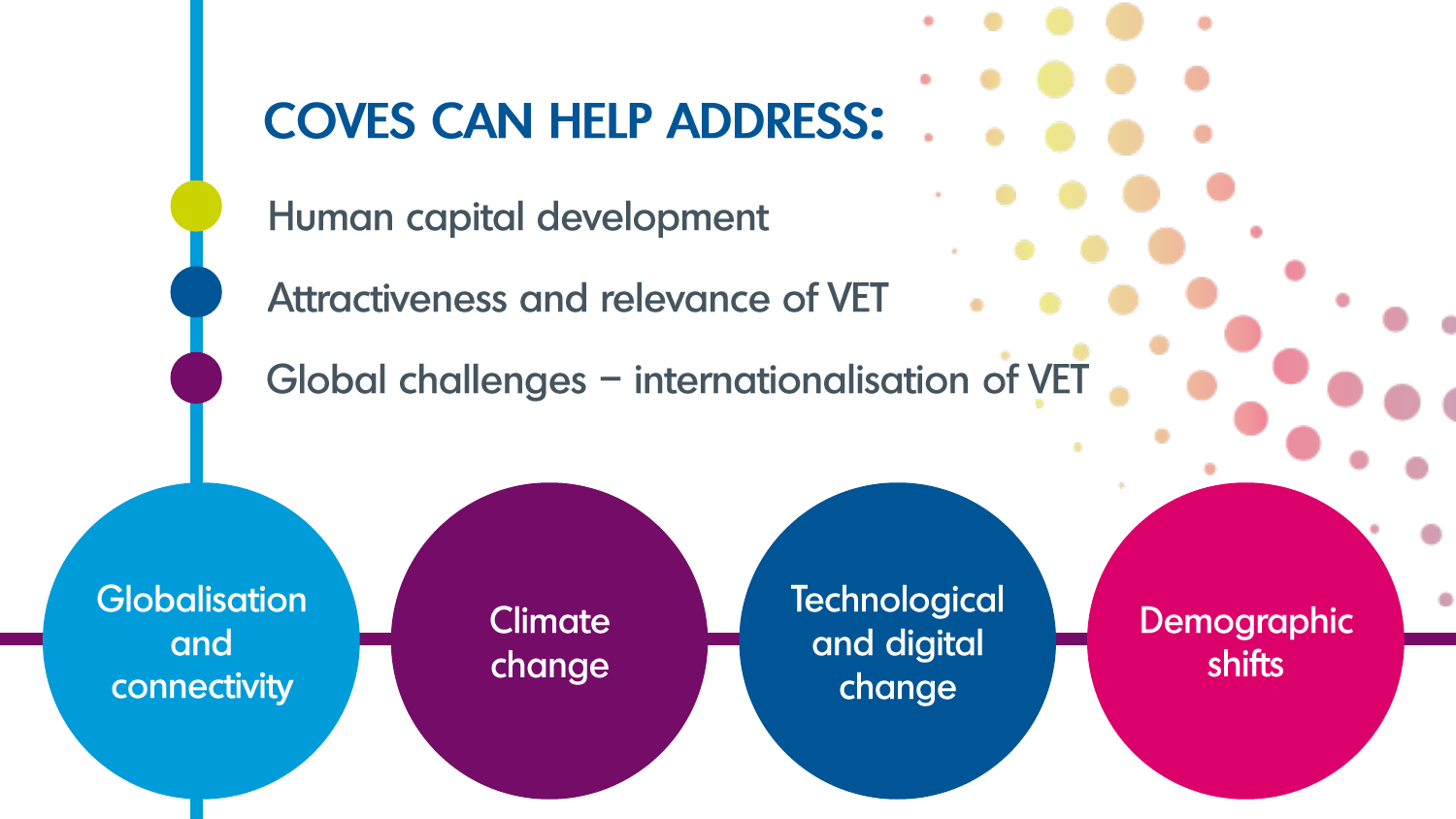## COVES CAN HELP ADDRESS:

- Human capital development
- Attractiveness and relevance of VET
- Global challenges – internationalisation of VET

Globalisation and connectivity

Climate change

Technological and digital change

Demographic shifts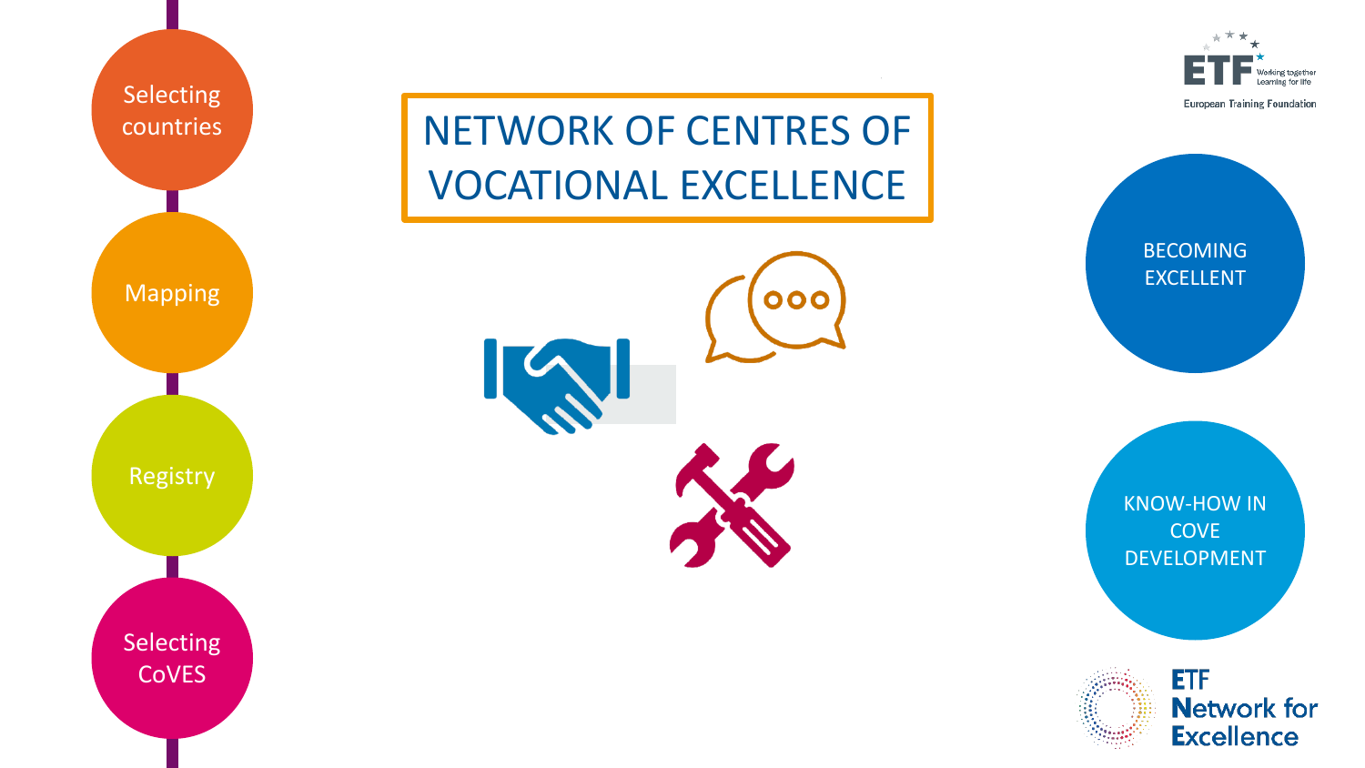# NETWORK OF CENTRES OF VOCATIONAL EXCELLENCE

- Selecting countries
- Mapping
- Registry
- Selecting CoVES

BECOMING EXCELLENT

KNOW-HOW IN COVE DEVELOPMENT

ETF Network for Excellence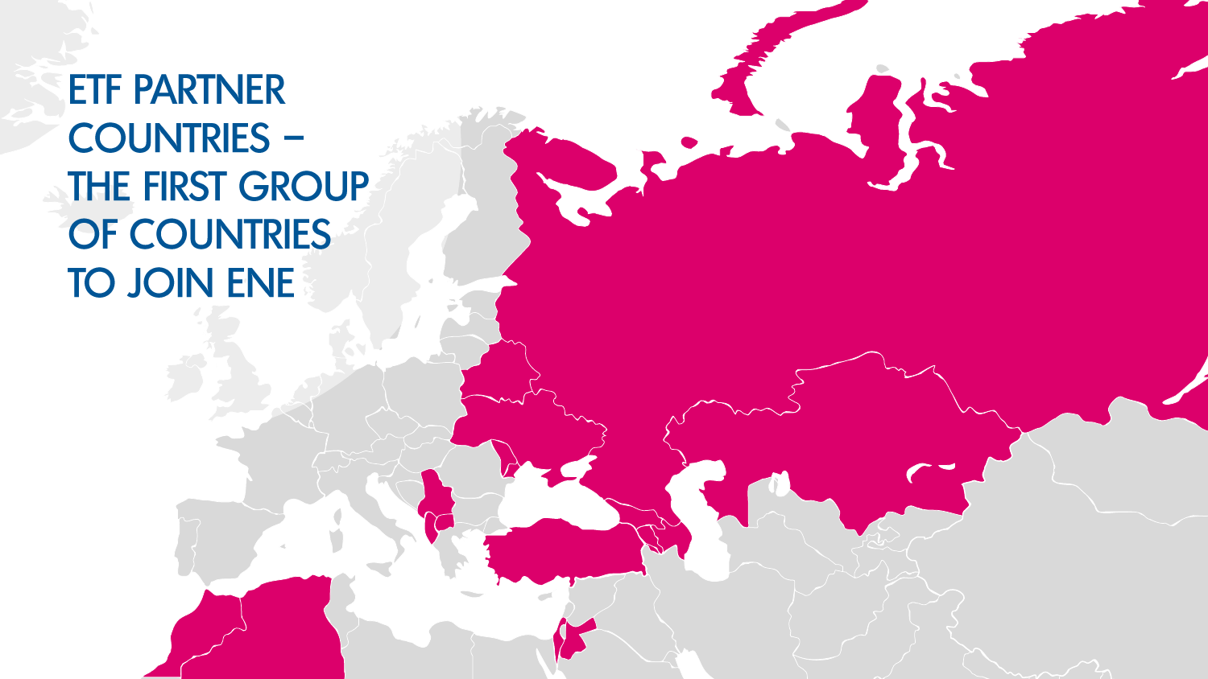# ETF PARTNER COUNTRIES – THE FIRST GROUP OF COUNTRIES TO JOIN ENE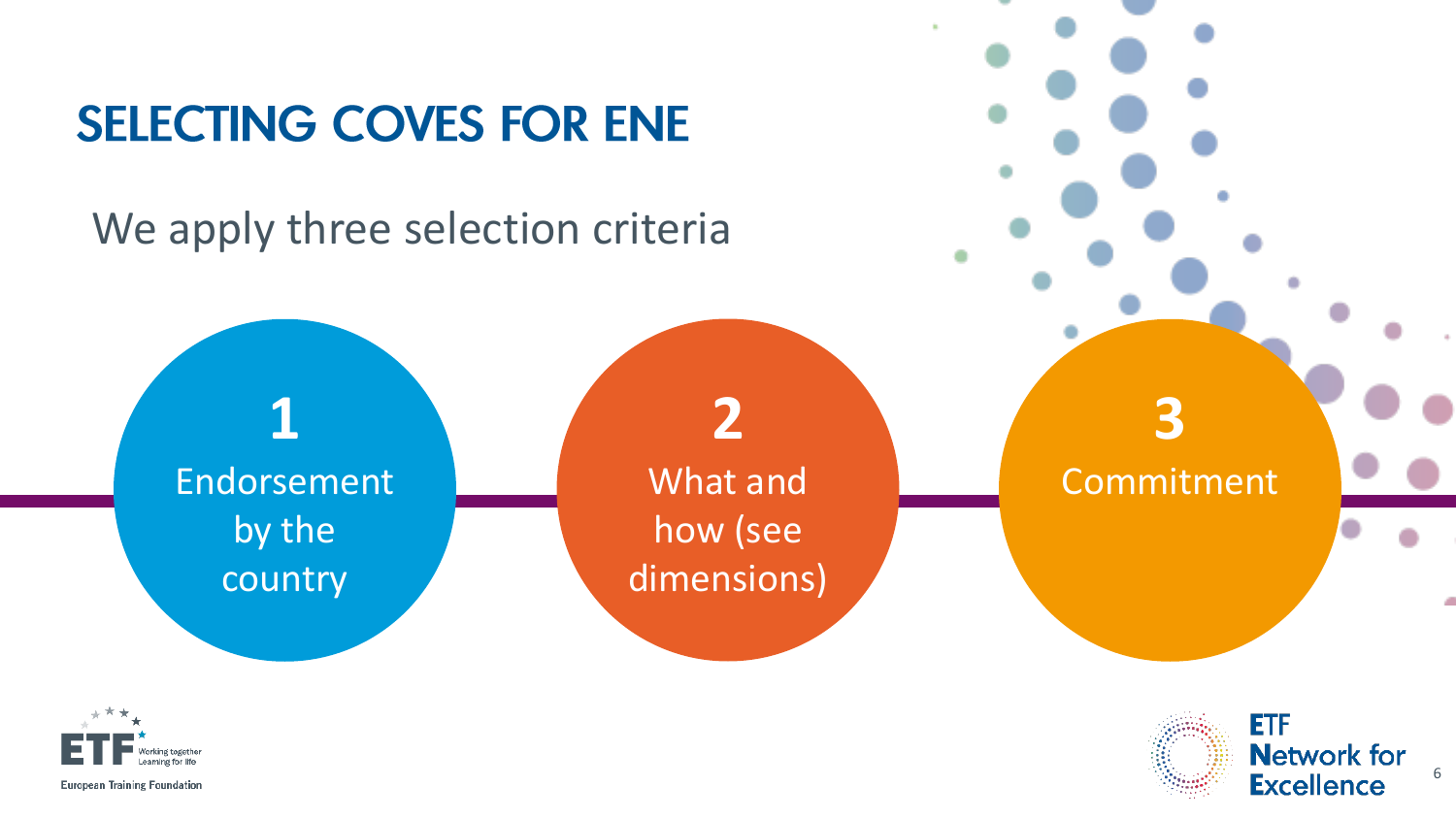# SELECTING COVES FOR ENE

We apply three selection criteria

1. Endorsement by the country
2. What and how (see dimensions)
3. Commitment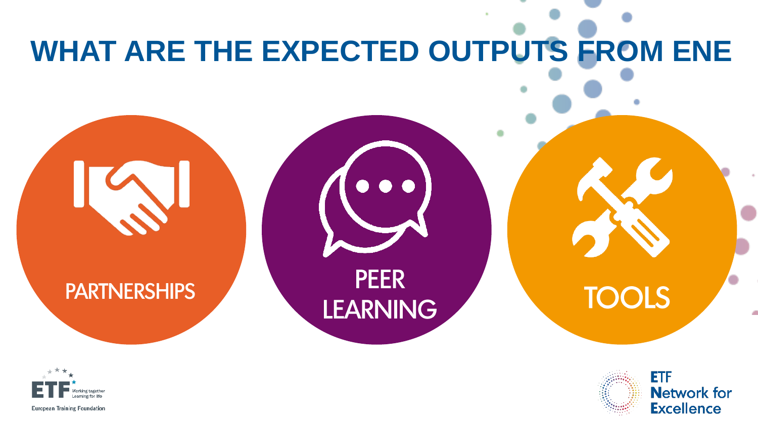# WHAT ARE THE EXPECTED OUTPUTS FROM ENE

PARTNERSHIPS

PEER LEARNING

TOOLS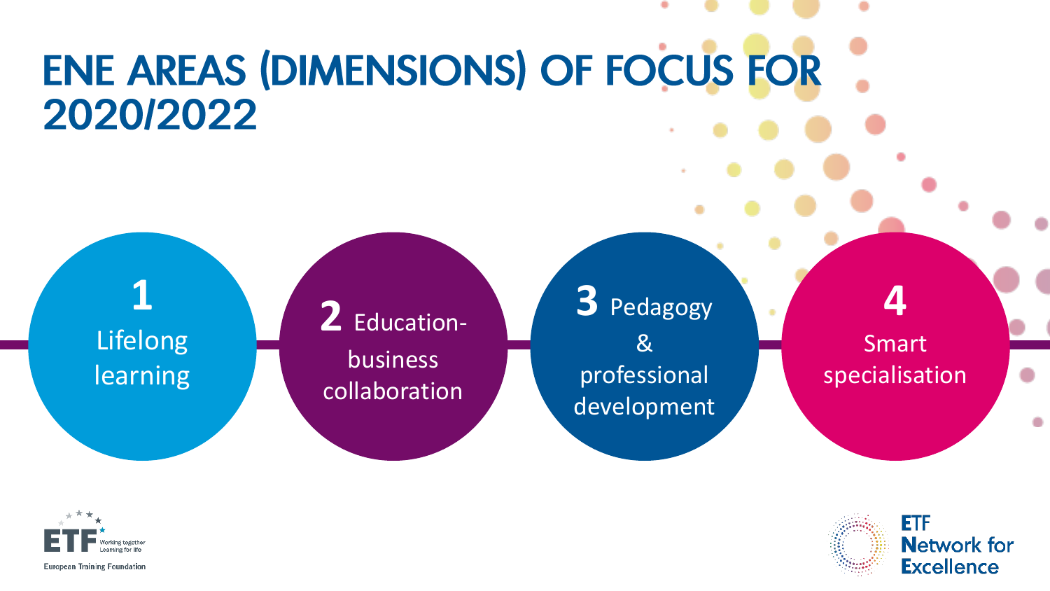# ENE AREAS (DIMENSIONS) OF FOCUS FOR 2020/2022

1. Lifelong learning
2. Education-business collaboration
3. Pedagogy & professional development
4. Smart specialisation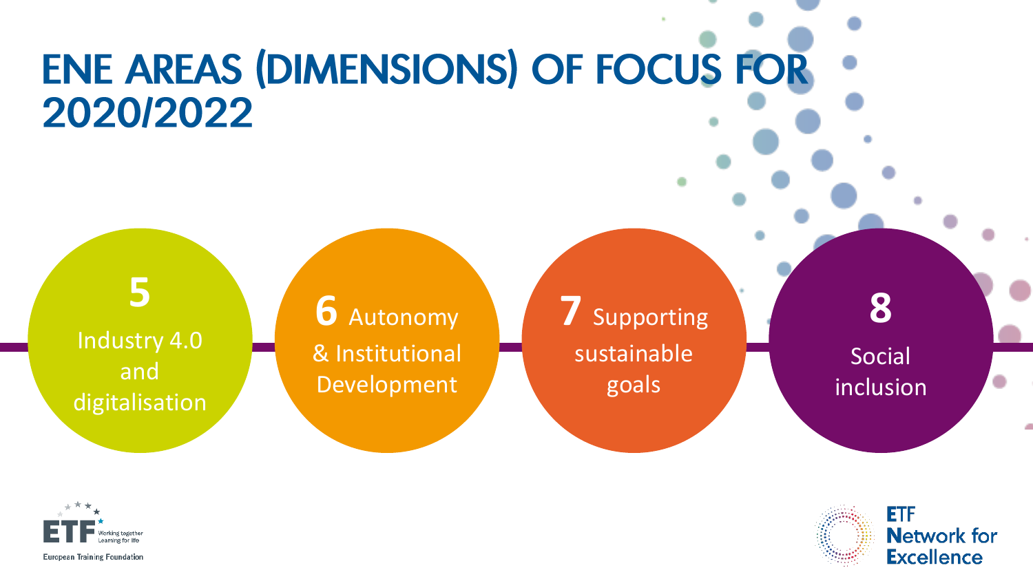# ENE AREAS (DIMENSIONS) OF FOCUS FOR 2020/2022

**5** Industry 4.0 and digitalisation

**6** Autonomy & Institutional Development

**7** Supporting sustainable goals

**8** Social inclusion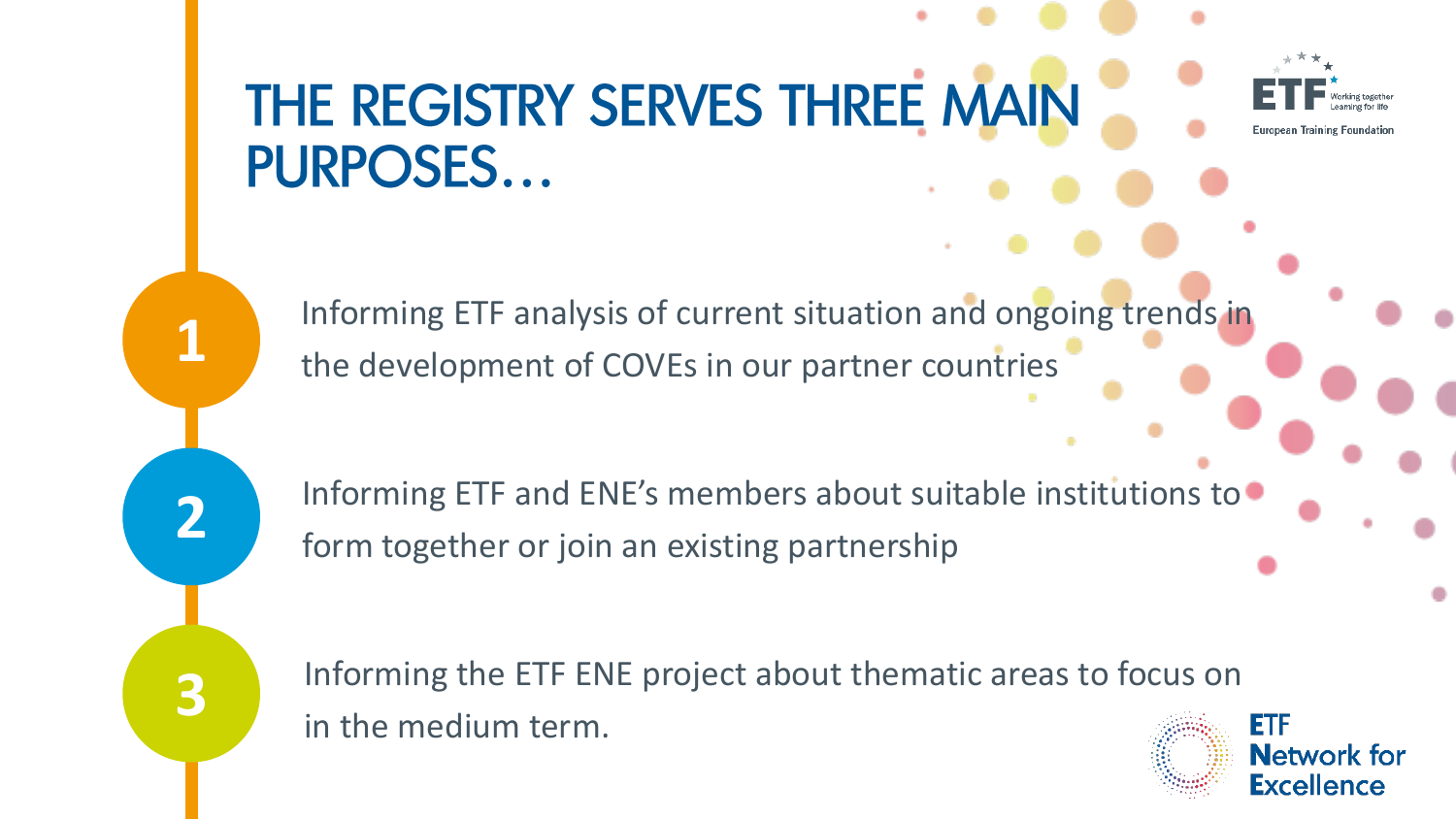# THE REGISTRY SERVES THREE MAIN PURPOSES…

1. Informing ETF analysis of current situation and ongoing trends in the development of COVEs in our partner countries

2. Informing ETF and ENE's members about suitable institutions to form together or join an existing partnership

3. Informing the ETF ENE project about thematic areas to focus on in the medium term.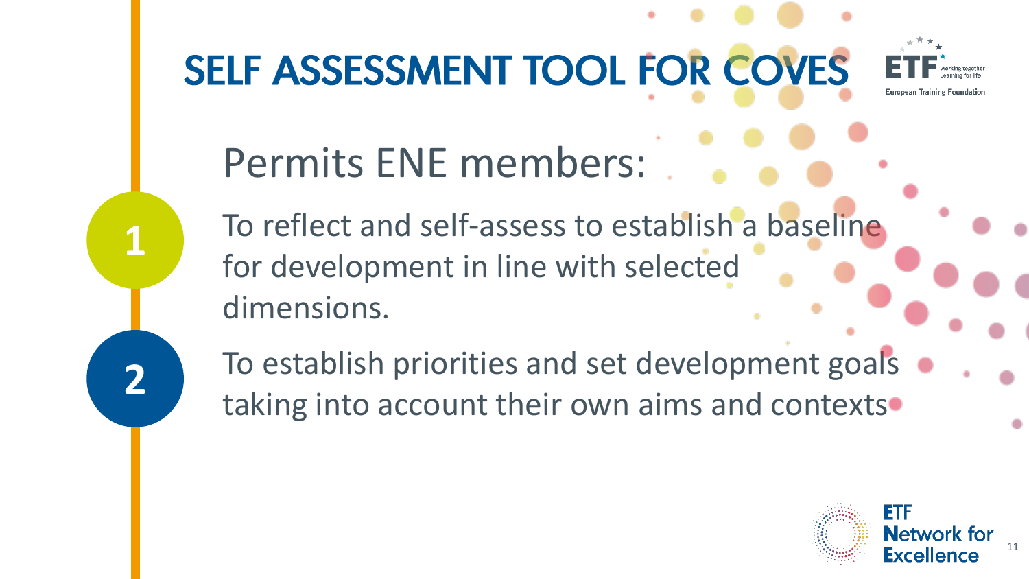# SELF ASSESSMENT TOOL FOR COVES

Permits ENE members:

1. To reflect and self-assess to establish a baseline for development in line with selected dimensions.
2. To establish priorities and set development goals taking into account their own aims and contexts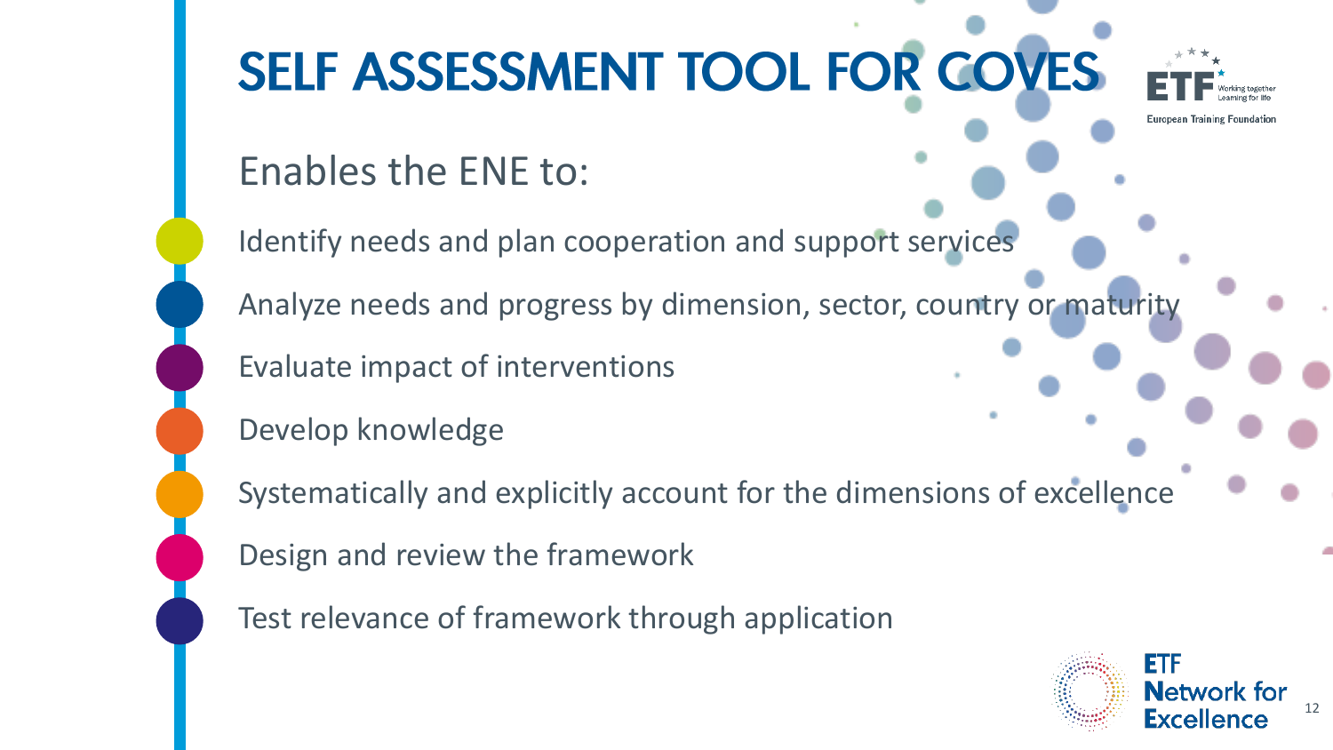# SELF ASSESSMENT TOOL FOR COVES

Enables the ENE to:

- Identify needs and plan cooperation and support services
- Analyze needs and progress by dimension, sector, country or maturity
- Evaluate impact of interventions
- Develop knowledge
- Systematically and explicitly account for the dimensions of excellence
- Design and review the framework
- Test relevance of framework through application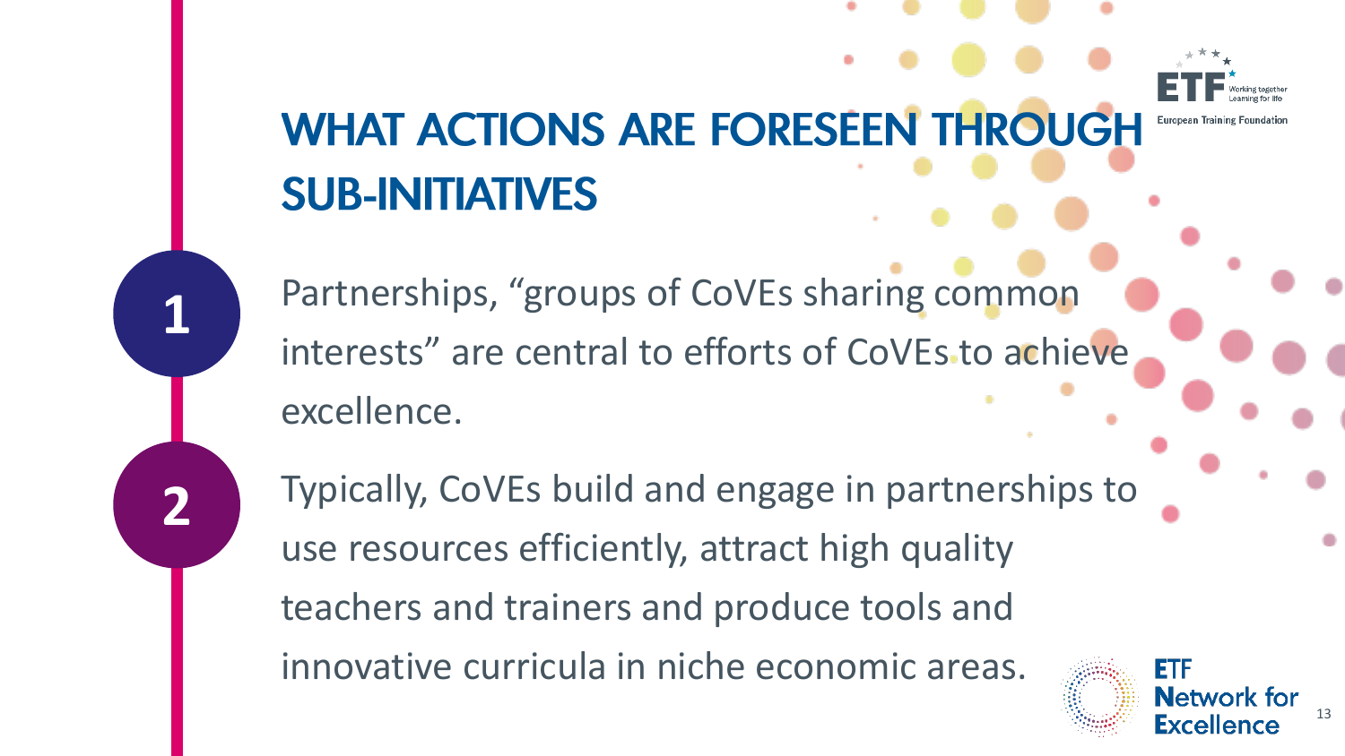# WHAT ACTIONS ARE FORESEEN THROUGH SUB-INITIATIVES

1. Partnerships, “groups of CoVEs sharing common interests” are central to efforts of CoVEs to achieve excellence.

2. Typically, CoVEs build and engage in partnerships to use resources efficiently, attract high quality teachers and trainers and produce tools and innovative curricula in niche economic areas.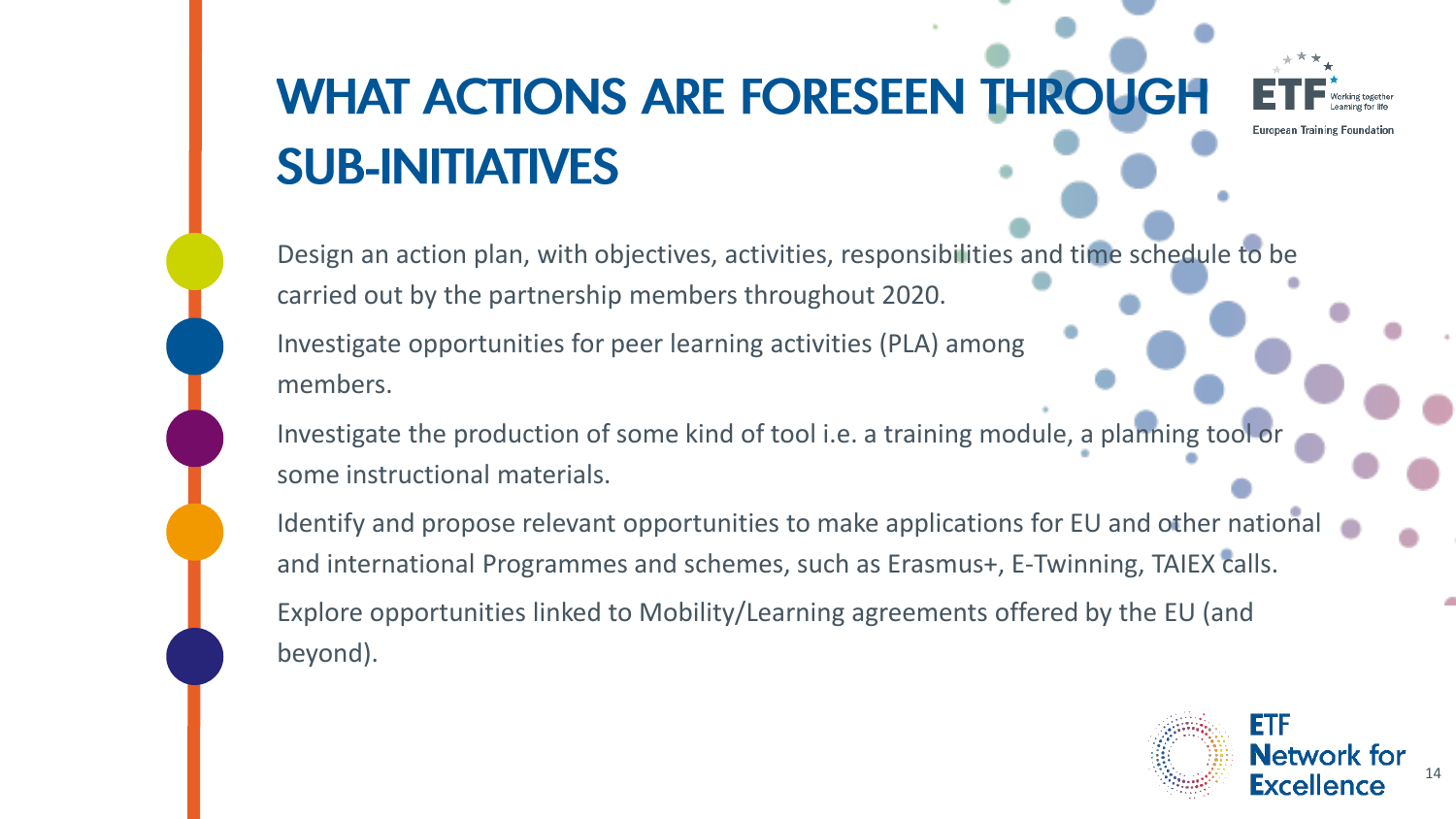# WHAT ACTIONS ARE FORESEEN THROUGH SUB-INITIATIVES

- Design an action plan, with objectives, activities, responsibilities and time schedule to be carried out by the partnership members throughout 2020.
- Investigate opportunities for peer learning activities (PLA) among members.
- Investigate the production of some kind of tool i.e. a training module, a planning tool or some instructional materials.
- Identify and propose relevant opportunities to make applications for EU and other national and international Programmes and schemes, such as Erasmus+, E-Twinning, TAIEX calls.
- Explore opportunities linked to Mobility/Learning agreements offered by the EU (and beyond).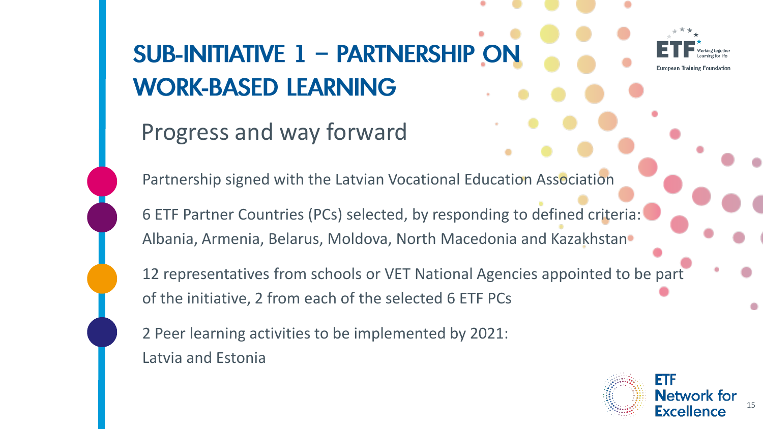# SUB-INITIATIVE 1 – PARTNERSHIP ON WORK-BASED LEARNING

## Progress and way forward

- Partnership signed with the Latvian Vocational Education Association
- 6 ETF Partner Countries (PCs) selected, by responding to defined criteria: Albania, Armenia, Belarus, Moldova, North Macedonia and Kazakhstan
- 12 representatives from schools or VET National Agencies appointed to be part of the initiative, 2 from each of the selected 6 ETF PCs
- 2 Peer learning activities to be implemented by 2021: Latvia and Estonia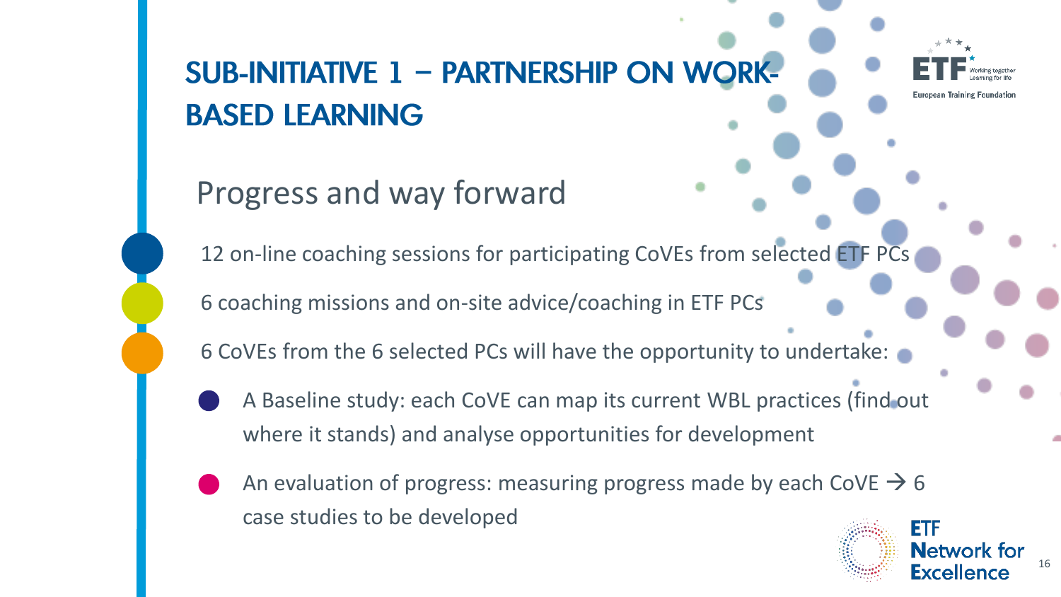# SUB-INITIATIVE 1 – PARTNERSHIP ON WORK-BASED LEARNING

## Progress and way forward

- 12 on-line coaching sessions for participating CoVEs from selected ETF PCs
- 6 coaching missions and on-site advice/coaching in ETF PCs
- 6 CoVEs from the 6 selected PCs will have the opportunity to undertake:
  - A Baseline study: each CoVE can map its current WBL practices (find out where it stands) and analyse opportunities for development
  - An evaluation of progress: measuring progress made by each CoVE → 6 case studies to be developed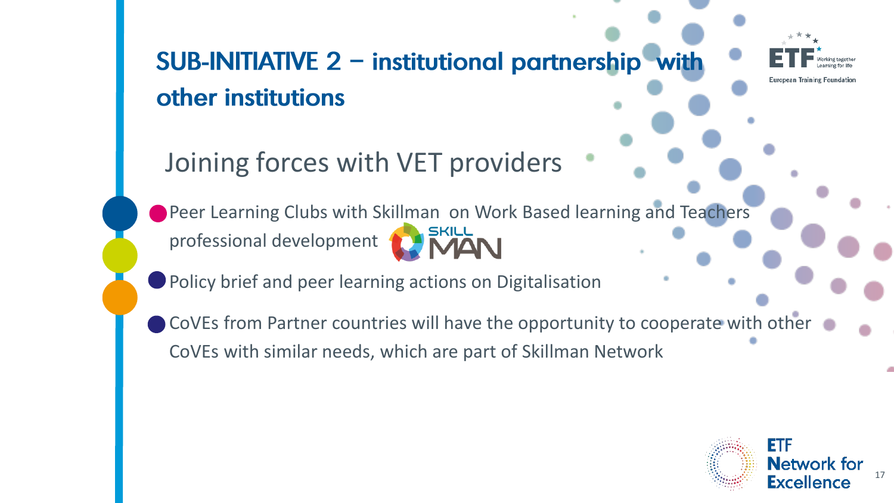# SUB-INITIATIVE 2 – institutional partnership with other institutions

## Joining forces with VET providers

- Peer Learning Clubs with Skillman on Work Based learning and Teachers professional development
- Policy brief and peer learning actions on Digitalisation
- CoVEs from Partner countries will have the opportunity to cooperate with other CoVEs with similar needs, which are part of Skillman Network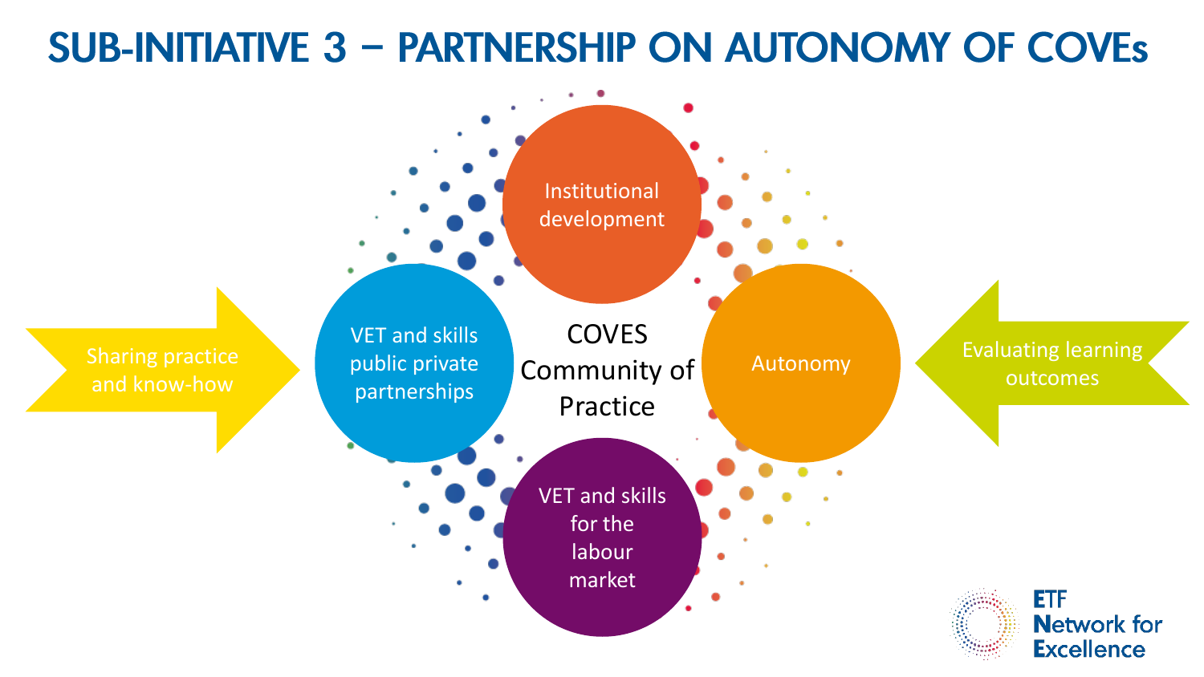# SUB-INITIATIVE 3 – PARTNERSHIP ON AUTONOMY OF COVEs

Sharing practice and know-how

VET and skills public private partnerships

Institutional development

COVES Community of Practice

Autonomy

VET and skills for the labour market

Evaluating learning outcomes

ETF Network for Excellence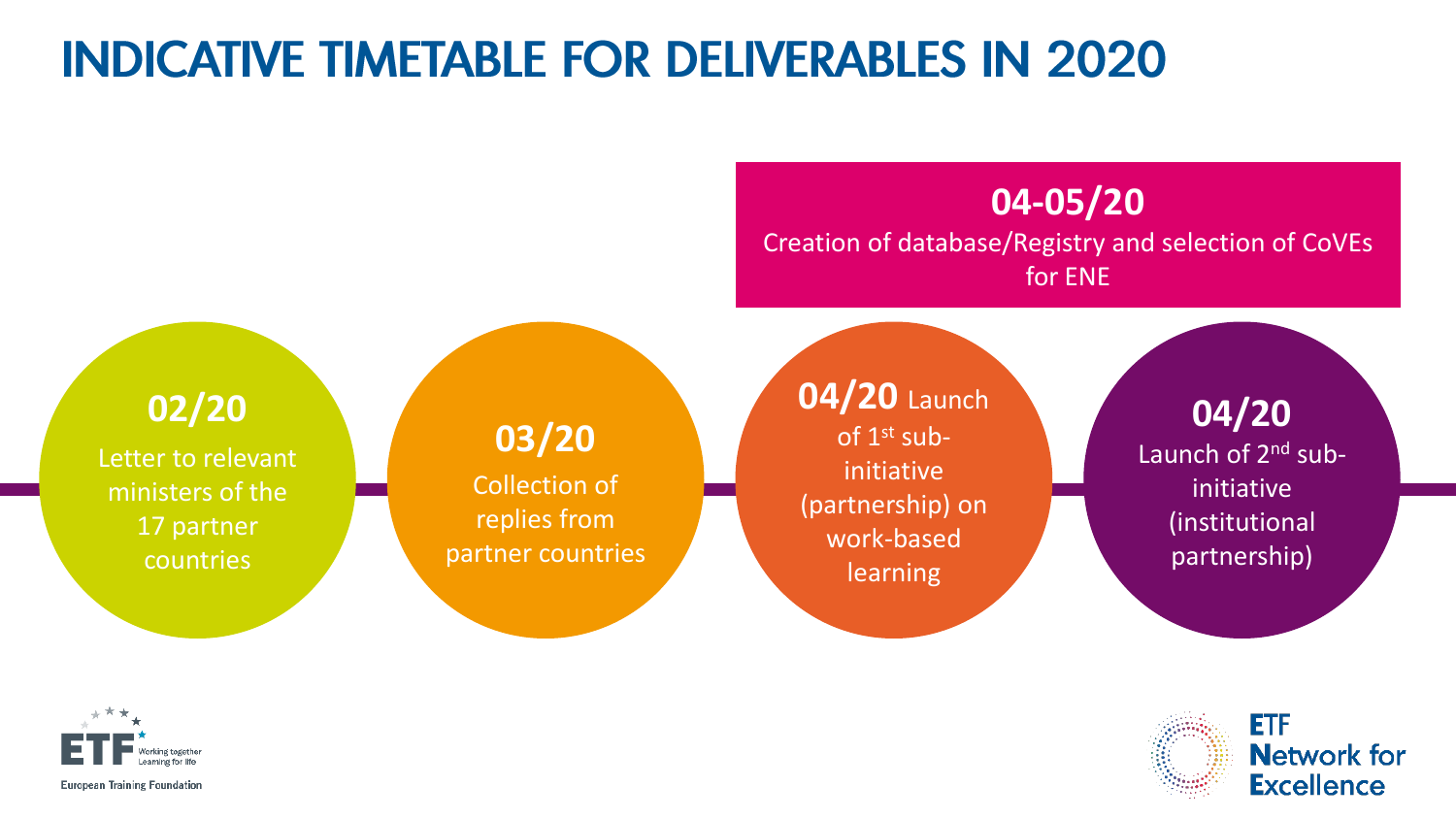# INDICATIVE TIMETABLE FOR DELIVERABLES IN 2020

**04-05/20**
Creation of database/Registry and selection of CoVEs for ENE

**02/20**
Letter to relevant ministers of the 17 partner countries

**03/20**
Collection of replies from partner countries

**04/20** Launch of 1st sub-initiative (partnership) on work-based learning

**04/20**
Launch of 2nd sub-initiative (institutional partnership)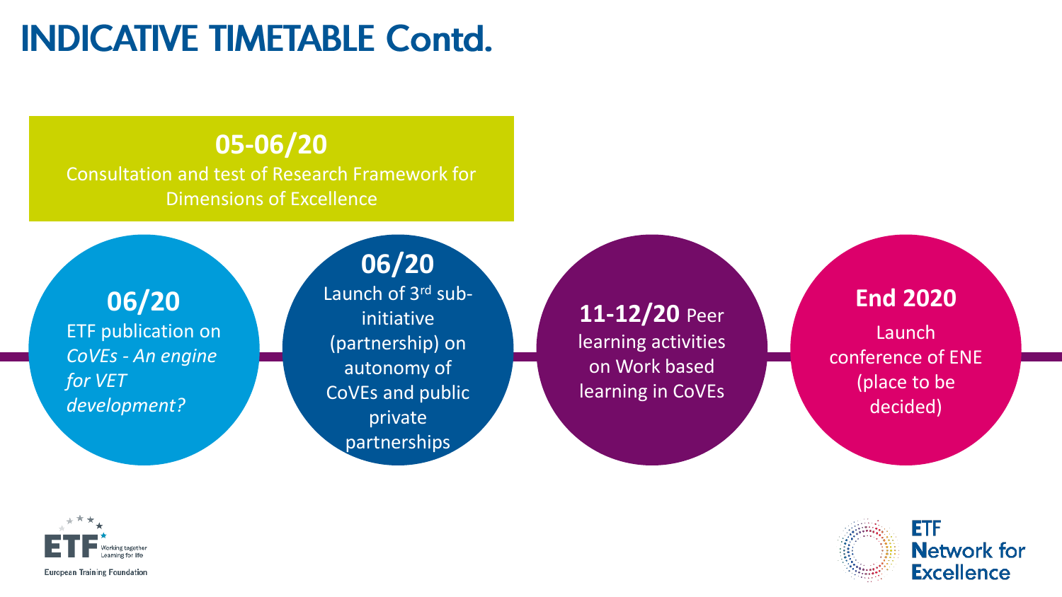# INDICATIVE TIMETABLE Contd.

**05-06/20**
Consultation and test of Research Framework for Dimensions of Excellence

**06/20**
ETF publication on *CoVEs - An engine for VET development?*

**06/20**
Launch of 3rd sub-initiative (partnership) on autonomy of CoVEs and public private partnerships

**11-12/20** Peer learning activities on Work based learning in CoVEs

**End 2020**
Launch conference of ENE (place to be decided)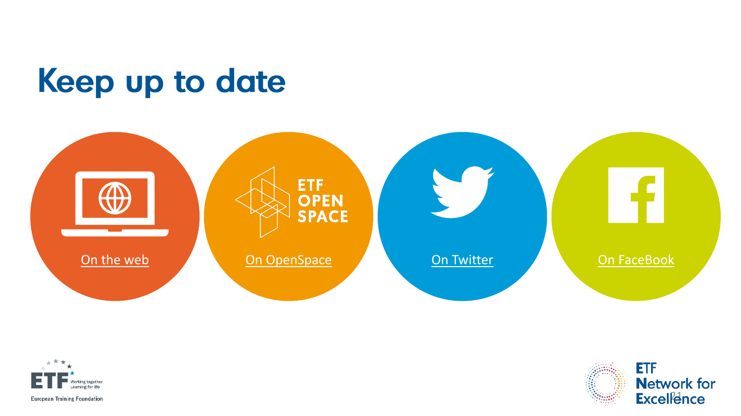# Keep up to date

On the web

On OpenSpace

On Twitter

On FaceBook